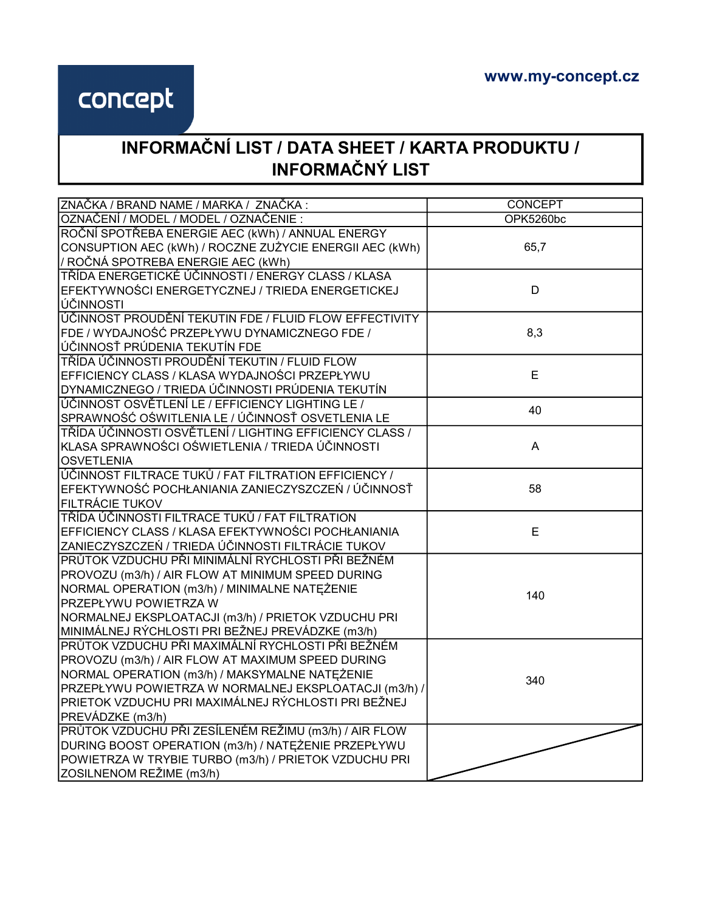concept

www.my-concept.cz

# INFORMAČNÍ LIST / DATA SHEET / KARTA PRODUKTU / INFORMAČNÝ LIST

| | |
|---|---|
| ZNAČKA / BRAND NAME / MARKA / ZNAČKA : | CONCEPT |
| OZNAČENÍ / MODEL / MODEL / OZNAČENIE : | OPK5260bc |
| ROČNÍ SPOTŘEBA ENERGIE AEC (kWh) / ANNUAL ENERGY CONSUPTION AEC (kWh) / ROCZNE ZUŻYCIE ENERGII AEC (kWh) / ROČNÁ SPOTREBA ENERGIE AEC (kWh) | 65,7 |
| TŘÍDA ENERGETICKÉ ÚČINNOSTI / ENERGY CLASS / KLASA EFEKTYWNOŚCI ENERGETYCZNEJ / TRIEDA ENERGETICKEJ ÚČINNOSTI | D |
| ÚČINNOST PROUDĚNÍ TEKUTIN FDE / FLUID FLOW EFFECTIVITY FDE / WYDAJNOŚĆ PRZEPŁYWU DYNAMICZNEGO FDE / ÚČINNOSŤ PRÚDENIA TEKUTÍN FDE | 8,3 |
| TŘÍDA ÚČINNOSTI PROUDĚNÍ TEKUTIN / FLUID FLOW EFFICIENCY CLASS / KLASA WYDAJNOŚCI PRZEPŁYWU DYNAMICZNEGO / TRIEDA ÚČINNOSTI PRÚDENIA TEKUTÍN | E |
| ÚČINNOST OSVĚTLENÍ LE / EFFICIENCY LIGHTING LE / SPRAWNOŚĆ OŚWITLENIA LE / ÚČINNOSŤ OSVETLENIA LE | 40 |
| TŘÍDA ÚČINNOSTI OSVĚTLENÍ / LIGHTING EFFICIENCY CLASS / KLASA SPRAWNOŚCI OŚWIETLENIA / TRIEDA ÚČINNOSTI OSVETLENIA | A |
| ÚČINNOST FILTRACE TUKŮ / FAT FILTRATION EFFICIENCY / EFEKTYWNOŚĆ POCHŁANIANIA ZANIECZYSZCZEŃ / ÚČINNOSŤ FILTRÁCIE TUKOV | 58 |
| TŘÍDA ÚČINNOSTI FILTRACE TUKŮ / FAT FILTRATION EFFICIENCY CLASS / KLASA EFEKTYWNOŚCI POCHŁANIANIA ZANIECZYSZCZEŃ / TRIEDA ÚČINNOSTI FILTRÁCIE TUKOV | E |
| PRŮTOK VZDUCHU PŘI MINIMÁLNÍ RYCHLOSTI PŘI BEŽNÉM PROVOZU (m3/h) / AIR FLOW AT MINIMUM SPEED DURING NORMAL OPERATION (m3/h) / MINIMALNE NATĘŻENIE PRZEPŁYWU POWIETRZA W NORMALNEJ EKSPLOATACJI (m3/h) / PRIETOK VZDUCHU PRI MINIMÁLNEJ RÝCHLOSTI PRI BEŽNEJ PREVÁDZKE (m3/h) | 140 |
| PRŮTOK VZDUCHU PŘI MAXIMÁLNÍ RYCHLOSTI PŘI BEŽNÉM PROVOZU (m3/h) / AIR FLOW AT MAXIMUM SPEED DURING NORMAL OPERATION (m3/h) / MAKSYMALNE NATĘŻENIE PRZEPŁYWU POWIETRZA W NORMALNEJ EKSPLOATACJI (m3/h) / PRIETOK VZDUCHU PRI MAXIMÁLNEJ RÝCHLOSTI PRI BEŽNEJ PREVÁDZKE (m3/h) | 340 |
| PRŮTOK VZDUCHU PŘI ZESÍLENÉM REŽIMU (m3/h) / AIR FLOW DURING BOOST OPERATION (m3/h) / NATĘŻENIE PRZEPŁYWU POWIETRZA W TRYBIE TURBO (m3/h) / PRIETOK VZDUCHU PRI ZOSILNENOM REŽIME (m3/h) | |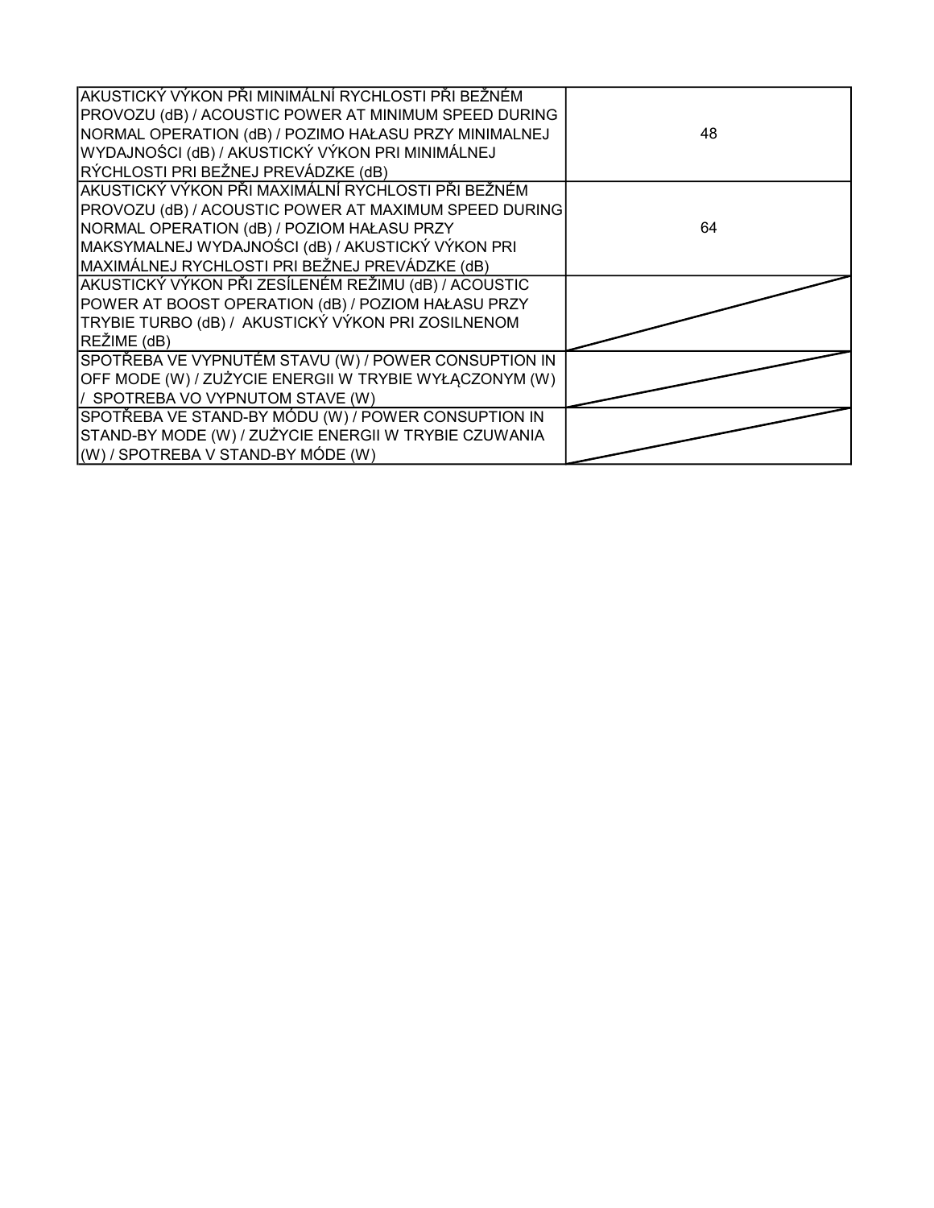| | |
|---|---|
| AKUSTICKÝ VÝKON PŘI MINIMÁLNÍ RYCHLOSTI PŘI BEŽNÉM PROVOZU (dB) / ACOUSTIC POWER AT MINIMUM SPEED DURING NORMAL OPERATION (dB) / POZIMO HAŁASU PRZY MINIMALNEJ WYDAJNOŚCI (dB) / AKUSTICKÝ VÝKON PRI MINIMÁLNEJ RÝCHLOSTI PRI BEŽNEJ PREVÁDZKE (dB) | 48 |
| AKUSTICKÝ VÝKON PŘI MAXIMÁLNÍ RYCHLOSTI PŘI BEŽNÉM PROVOZU (dB) / ACOUSTIC POWER AT MAXIMUM SPEED DURING NORMAL OPERATION (dB) / POZIOM HAŁASU PRZY MAKSYMALNEJ WYDAJNOŚCI (dB) / AKUSTICKÝ VÝKON PRI MAXIMÁLNEJ RYCHLOSTI PRI BEŽNEJ PREVÁDZKE (dB) | 64 |
| AKUSTICKÝ VÝKON PŘI ZESÍLENÉM REŽIMU (dB) / ACOUSTIC POWER AT BOOST OPERATION (dB) / POZIOM HAŁASU PRZY TRYBIE TURBO (dB) / AKUSTICKÝ VÝKON PRI ZOSILNENOM REŽIME (dB) | |
| SPOTŘEBA VE VYPNUTÉM STAVU (W) / POWER CONSUPTION IN OFF MODE (W) / ZUŻYCIE ENERGII W TRYBIE WYŁĄCZONYM (W) / SPOTREBA VO VYPNUTOM STAVE (W) | |
| SPOTŘEBA VE STAND-BY MÓDU (W) / POWER CONSUPTION IN STAND-BY MODE (W) / ZUŻYCIE ENERGII W TRYBIE CZUWANIA (W) / SPOTREBA V STAND-BY MÓDE (W) | |